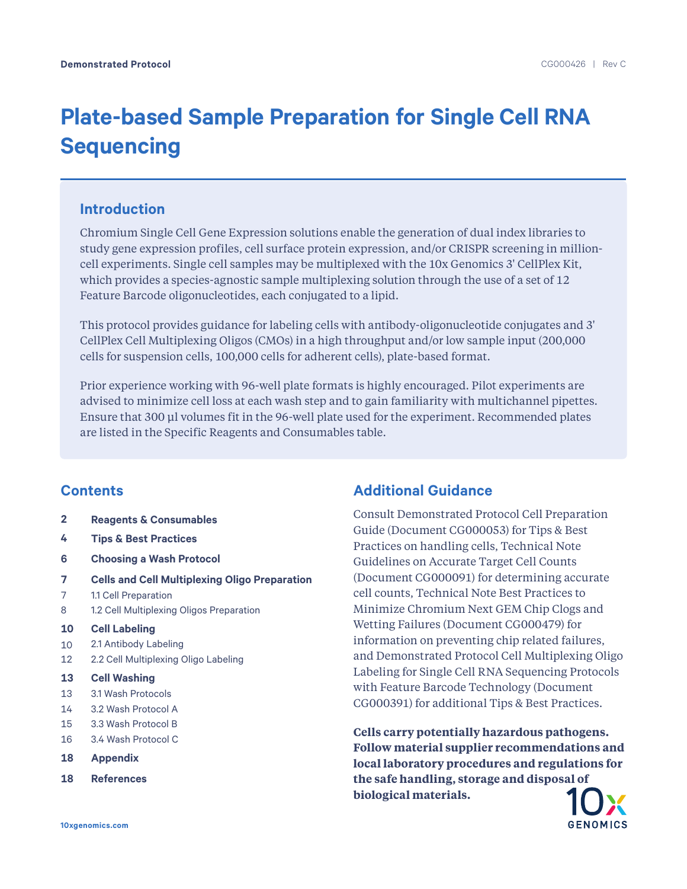Demonstrated Protocol CG000426 | Rev C

# Plate-based Sample Preparation for Single Cell RNA Sequencing

## Introduction

Chromium Single Cell Gene Expression solutions enable the generation of dual index libraries to study gene expression profiles, cell surface protein expression, and/or CRISPR screening in million-cell experiments. Single cell samples may be multiplexed with the 10x Genomics 3' CellPlex Kit, which provides a species-agnostic sample multiplexing solution through the use of a set of 12 Feature Barcode oligonucleotides, each conjugated to a lipid.

This protocol provides guidance for labeling cells with antibody-oligonucleotide conjugates and 3' CellPlex Cell Multiplexing Oligos (CMOs) in a high throughput and/or low sample input (200,000 cells for suspension cells, 100,000 cells for adherent cells), plate-based format.

Prior experience working with 96-well plate formats is highly encouraged. Pilot experiments are advised to minimize cell loss at each wash step and to gain familiarity with multichannel pipettes. Ensure that 300 µl volumes fit in the 96-well plate used for the experiment. Recommended plates are listed in the Specific Reagents and Consumables table.

## Contents

- **2 Reagents & Consumables**
- **4 Tips & Best Practices**
- **6 Choosing a Wash Protocol**
- **7 Cells and Cell Multiplexing Oligo Preparation**
  - 7 1.1 Cell Preparation
  - 8 1.2 Cell Multiplexing Oligos Preparation
- **10 Cell Labeling**
  - 10 2.1 Antibody Labeling
  - 12 2.2 Cell Multiplexing Oligo Labeling
- **13 Cell Washing**
  - 13 3.1 Wash Protocols
  - 14 3.2 Wash Protocol A
  - 15 3.3 Wash Protocol B
  - 16 3.4 Wash Protocol C
- **18 Appendix**
- **18 References**

## Additional Guidance

Consult Demonstrated Protocol Cell Preparation Guide (Document CG000053) for Tips & Best Practices on handling cells, Technical Note Guidelines on Accurate Target Cell Counts (Document CG000091) for determining accurate cell counts, Technical Note Best Practices to Minimize Chromium Next GEM Chip Clogs and Wetting Failures (Document CG000479) for information on preventing chip related failures, and Demonstrated Protocol Cell Multiplexing Oligo Labeling for Single Cell RNA Sequencing Protocols with Feature Barcode Technology (Document CG000391) for additional Tips & Best Practices.

**Cells carry potentially hazardous pathogens. Follow material supplier recommendations and local laboratory procedures and regulations for the safe handling, storage and disposal of biological materials.**

10xgenomics.com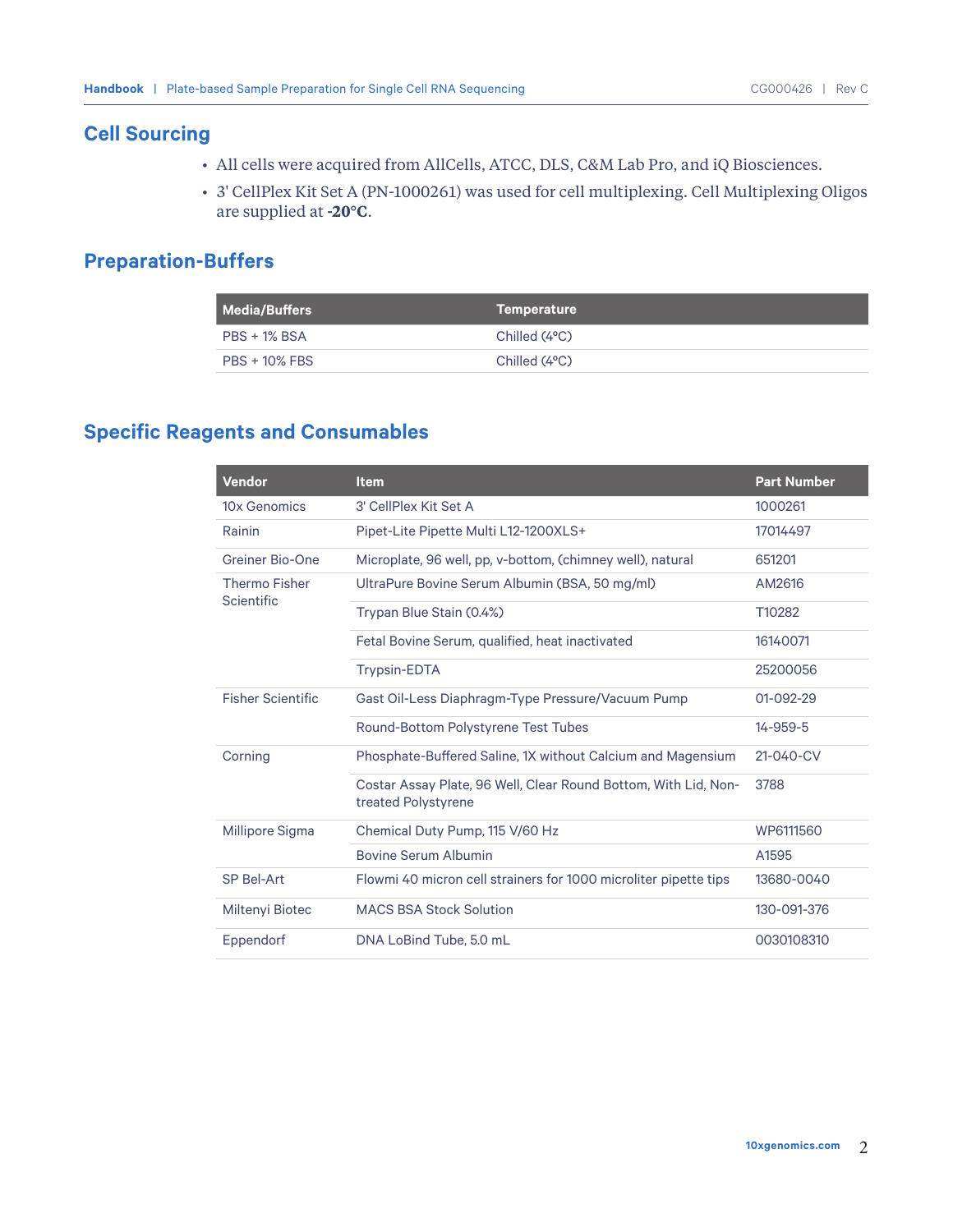## Cell Sourcing

- All cells were acquired from AllCells, ATCC, DLS, C&M Lab Pro, and iQ Biosciences.
- 3' CellPlex Kit Set A (PN-1000261) was used for cell multiplexing. Cell Multiplexing Oligos are supplied at **-20°C**.

## Preparation-Buffers

| Media/Buffers | Temperature |
|---|---|
| PBS + 1% BSA | Chilled (4°C) |
| PBS + 10% FBS | Chilled (4°C) |

## Specific Reagents and Consumables

| Vendor | Item | Part Number |
|---|---|---|
| 10x Genomics | 3' CellPlex Kit Set A | 1000261 |
| Rainin | Pipet-Lite Pipette Multi L12-1200XLS+ | 17014497 |
| Greiner Bio-One | Microplate, 96 well, pp, v-bottom, (chimney well), natural | 651201 |
| Thermo Fisher Scientific | UltraPure Bovine Serum Albumin (BSA, 50 mg/ml) | AM2616 |
| | Trypan Blue Stain (0.4%) | T10282 |
| | Fetal Bovine Serum, qualified, heat inactivated | 16140071 |
| | Trypsin-EDTA | 25200056 |
| Fisher Scientific | Gast Oil-Less Diaphragm-Type Pressure/Vacuum Pump | 01-092-29 |
| | Round-Bottom Polystyrene Test Tubes | 14-959-5 |
| Corning | Phosphate-Buffered Saline, 1X without Calcium and Magensium | 21-040-CV |
| | Costar Assay Plate, 96 Well, Clear Round Bottom, With Lid, Non-treated Polystyrene | 3788 |
| Millipore Sigma | Chemical Duty Pump, 115 V/60 Hz | WP6111560 |
| | Bovine Serum Albumin | A1595 |
| SP Bel-Art | Flowmi 40 micron cell strainers for 1000 microliter pipette tips | 13680-0040 |
| Miltenyi Biotec | MACS BSA Stock Solution | 130-091-376 |
| Eppendorf | DNA LoBind Tube, 5.0 mL | 0030108310 |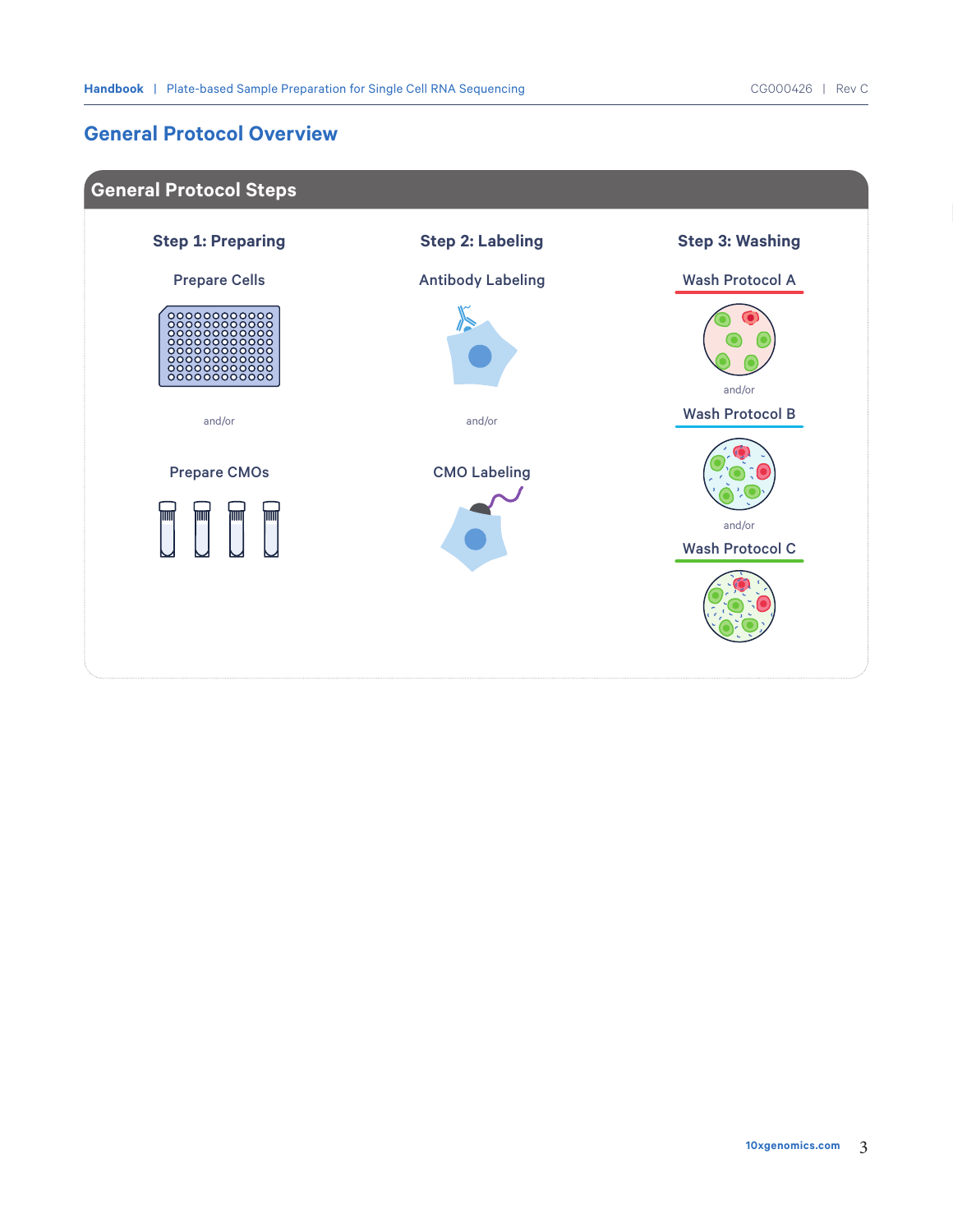# General Protocol Overview

## General Protocol Steps

| Step 1: Preparing | Step 2: Labeling | Step 3: Washing |
|---|---|---|
| Prepare Cells | Antibody Labeling | Wash Protocol A |
| and/or | and/or | and/or |
| Prepare CMOs | CMO Labeling | Wash Protocol B |
| | | and/or |
| | | Wash Protocol C |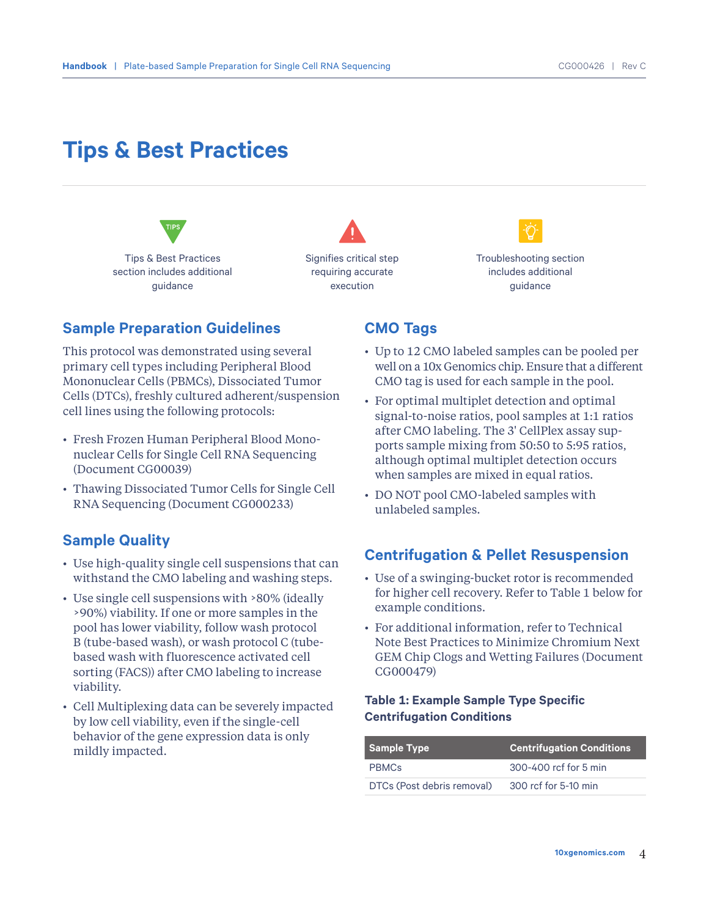# Tips & Best Practices

Tips & Best Practices section includes additional guidance

Signifies critical step requiring accurate execution

Troubleshooting section includes additional guidance

## Sample Preparation Guidelines

This protocol was demonstrated using several primary cell types including Peripheral Blood Mononuclear Cells (PBMCs), Dissociated Tumor Cells (DTCs), freshly cultured adherent/suspension cell lines using the following protocols:

- Fresh Frozen Human Peripheral Blood Mononuclear Cells for Single Cell RNA Sequencing (Document CG00039)
- Thawing Dissociated Tumor Cells for Single Cell RNA Sequencing (Document CG000233)

## Sample Quality

- Use high-quality single cell suspensions that can withstand the CMO labeling and washing steps.
- Use single cell suspensions with >80% (ideally >90%) viability. If one or more samples in the pool has lower viability, follow wash protocol B (tube-based wash), or wash protocol C (tube-based wash with fluorescence activated cell sorting (FACS)) after CMO labeling to increase viability.
- Cell Multiplexing data can be severely impacted by low cell viability, even if the single-cell behavior of the gene expression data is only mildly impacted.

## CMO Tags

- Up to 12 CMO labeled samples can be pooled per well on a 10x Genomics chip. Ensure that a different CMO tag is used for each sample in the pool.
- For optimal multiplet detection and optimal signal-to-noise ratios, pool samples at 1:1 ratios after CMO labeling. The 3' CellPlex assay supports sample mixing from 50:50 to 5:95 ratios, although optimal multiplet detection occurs when samples are mixed in equal ratios.
- DO NOT pool CMO-labeled samples with unlabeled samples.

## Centrifugation & Pellet Resuspension

- Use of a swinging-bucket rotor is recommended for higher cell recovery. Refer to Table 1 below for example conditions.
- For additional information, refer to Technical Note Best Practices to Minimize Chromium Next GEM Chip Clogs and Wetting Failures (Document CG000479)

**Table 1: Example Sample Type Specific Centrifugation Conditions**

| Sample Type | Centrifugation Conditions |
|---|---|
| PBMCs | 300-400 rcf for 5 min |
| DTCs (Post debris removal) | 300 rcf for 5-10 min |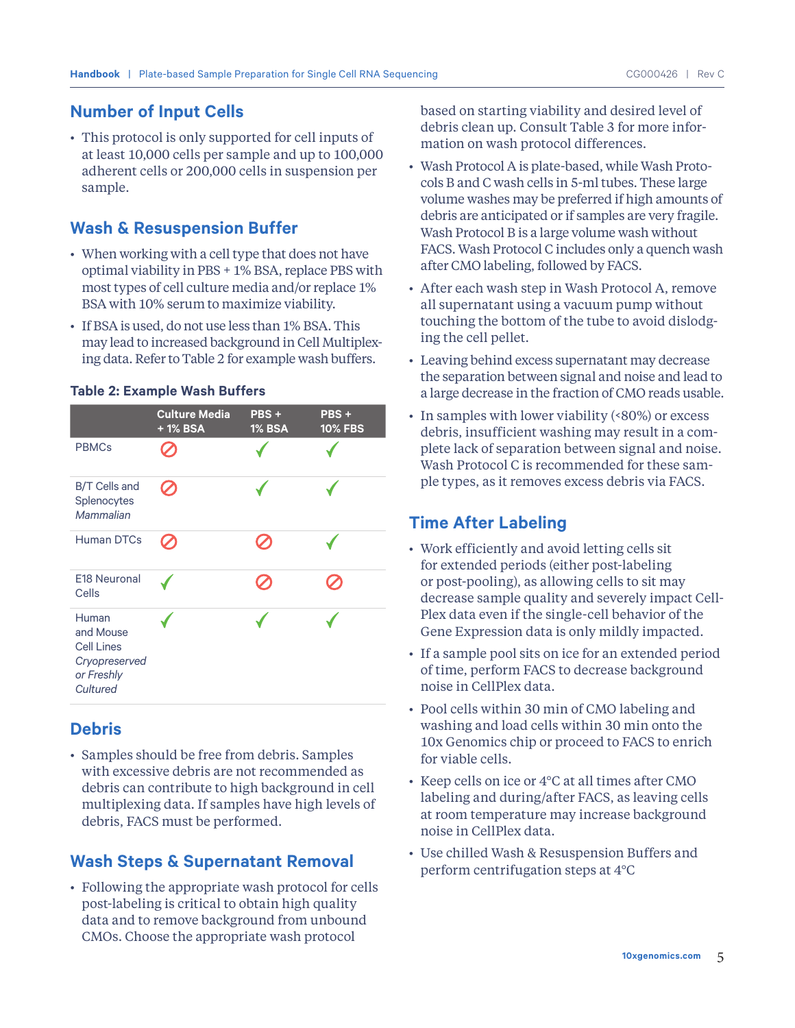## Number of Input Cells

- This protocol is only supported for cell inputs of at least 10,000 cells per sample and up to 100,000 adherent cells or 200,000 cells in suspension per sample.

## Wash & Resuspension Buffer

- When working with a cell type that does not have optimal viability in PBS + 1% BSA, replace PBS with most types of cell culture media and/or replace 1% BSA with 10% serum to maximize viability.
- If BSA is used, do not use less than 1% BSA. This may lead to increased background in Cell Multiplexing data. Refer to Table 2 for example wash buffers.

**Table 2: Example Wash Buffers**

| | Culture Media + 1% BSA | PBS + 1% BSA | PBS + 10% FBS |
|---|---|---|---|
| PBMCs | ⊘ | ✓ | ✓ |
| B/T Cells and Splenocytes *Mammalian* | ⊘ | ✓ | ✓ |
| Human DTCs | ⊘ | ⊘ | ✓ |
| E18 Neuronal Cells | ✓ | ⊘ | ⊘ |
| Human and Mouse Cell Lines *Cryopreserved or Freshly Cultured* | ✓ | ✓ | ✓ |

## Debris

- Samples should be free from debris. Samples with excessive debris are not recommended as debris can contribute to high background in cell multiplexing data. If samples have high levels of debris, FACS must be performed.

## Wash Steps & Supernatant Removal

- Following the appropriate wash protocol for cells post-labeling is critical to obtain high quality data and to remove background from unbound CMOs. Choose the appropriate wash protocol based on starting viability and desired level of debris clean up. Consult Table 3 for more information on wash protocol differences.
- Wash Protocol A is plate-based, while Wash Protocols B and C wash cells in 5-ml tubes. These large volume washes may be preferred if high amounts of debris are anticipated or if samples are very fragile. Wash Protocol B is a large volume wash without FACS. Wash Protocol C includes only a quench wash after CMO labeling, followed by FACS.
- After each wash step in Wash Protocol A, remove all supernatant using a vacuum pump without touching the bottom of the tube to avoid dislodging the cell pellet.
- Leaving behind excess supernatant may decrease the separation between signal and noise and lead to a large decrease in the fraction of CMO reads usable.
- In samples with lower viability (<80%) or excess debris, insufficient washing may result in a complete lack of separation between signal and noise. Wash Protocol C is recommended for these sample types, as it removes excess debris via FACS.

## Time After Labeling

- Work efficiently and avoid letting cells sit for extended periods (either post-labeling or post-pooling), as allowing cells to sit may decrease sample quality and severely impact CellPlex data even if the single-cell behavior of the Gene Expression data is only mildly impacted.
- If a sample pool sits on ice for an extended period of time, perform FACS to decrease background noise in CellPlex data.
- Pool cells within 30 min of CMO labeling and washing and load cells within 30 min onto the 10x Genomics chip or proceed to FACS to enrich for viable cells.
- Keep cells on ice or 4°C at all times after CMO labeling and during/after FACS, as leaving cells at room temperature may increase background noise in CellPlex data.
- Use chilled Wash & Resuspension Buffers and perform centrifugation steps at 4°C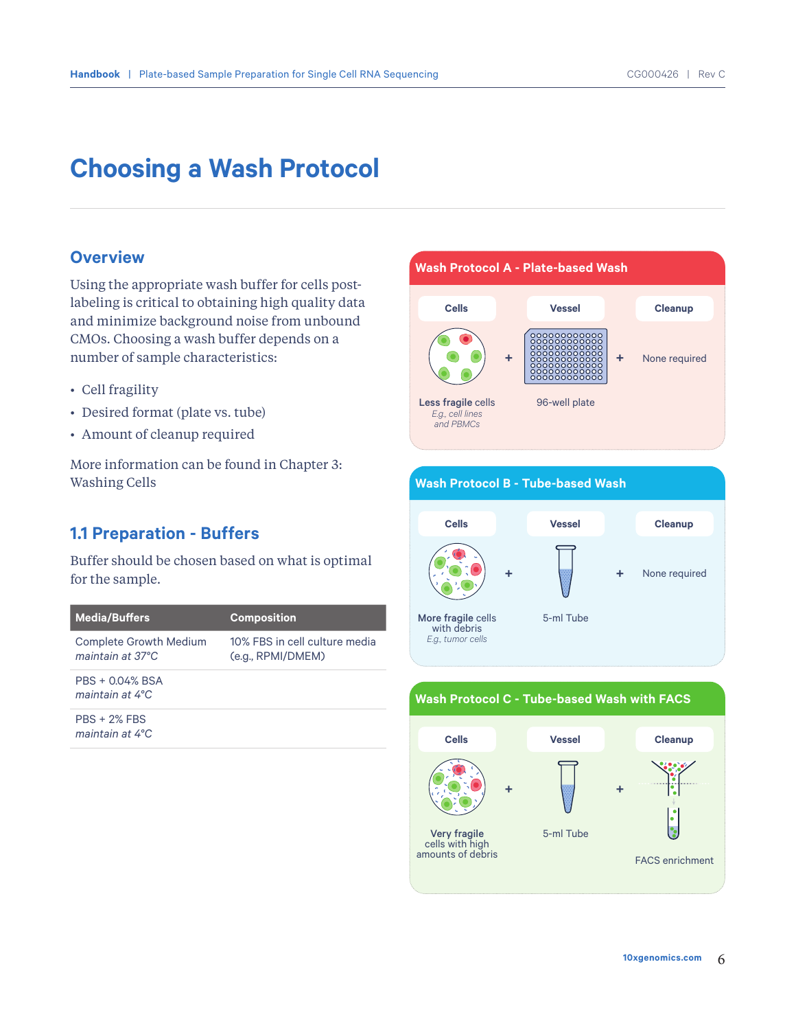# Choosing a Wash Protocol

## Overview

Using the appropriate wash buffer for cells post-labeling is critical to obtaining high quality data and minimize background noise from unbound CMOs. Choosing a wash buffer depends on a number of sample characteristics:

- Cell fragility
- Desired format (plate vs. tube)
- Amount of cleanup required

More information can be found in Chapter 3: Washing Cells

## 1.1 Preparation - Buffers

Buffer should be chosen based on what is optimal for the sample.

| Media/Buffers | Composition |
|---|---|
| Complete Growth Medium *maintain at 37°C* | 10% FBS in cell culture media (e.g., RPMI/DMEM) |
| PBS + 0.04% BSA *maintain at 4°C* | |
| PBS + 2% FBS *maintain at 4°C* | |

### Wash Protocol A - Plate-based Wash

| Cells | | Vessel | | Cleanup |
|---|---|---|---|---|
| **Less fragile** cells *E.g., cell lines and PBMCs* | + | 96-well plate | + | None required |

### Wash Protocol B - Tube-based Wash

| Cells | | Vessel | | Cleanup |
|---|---|---|---|---|
| **More fragile** cells with debris *E.g., tumor cells* | + | 5-ml Tube | + | None required |

### Wash Protocol C - Tube-based Wash with FACS

| Cells | | Vessel | | Cleanup |
|---|---|---|---|---|
| **Very fragile** cells with high amounts of debris | + | 5-ml Tube | + | FACS enrichment |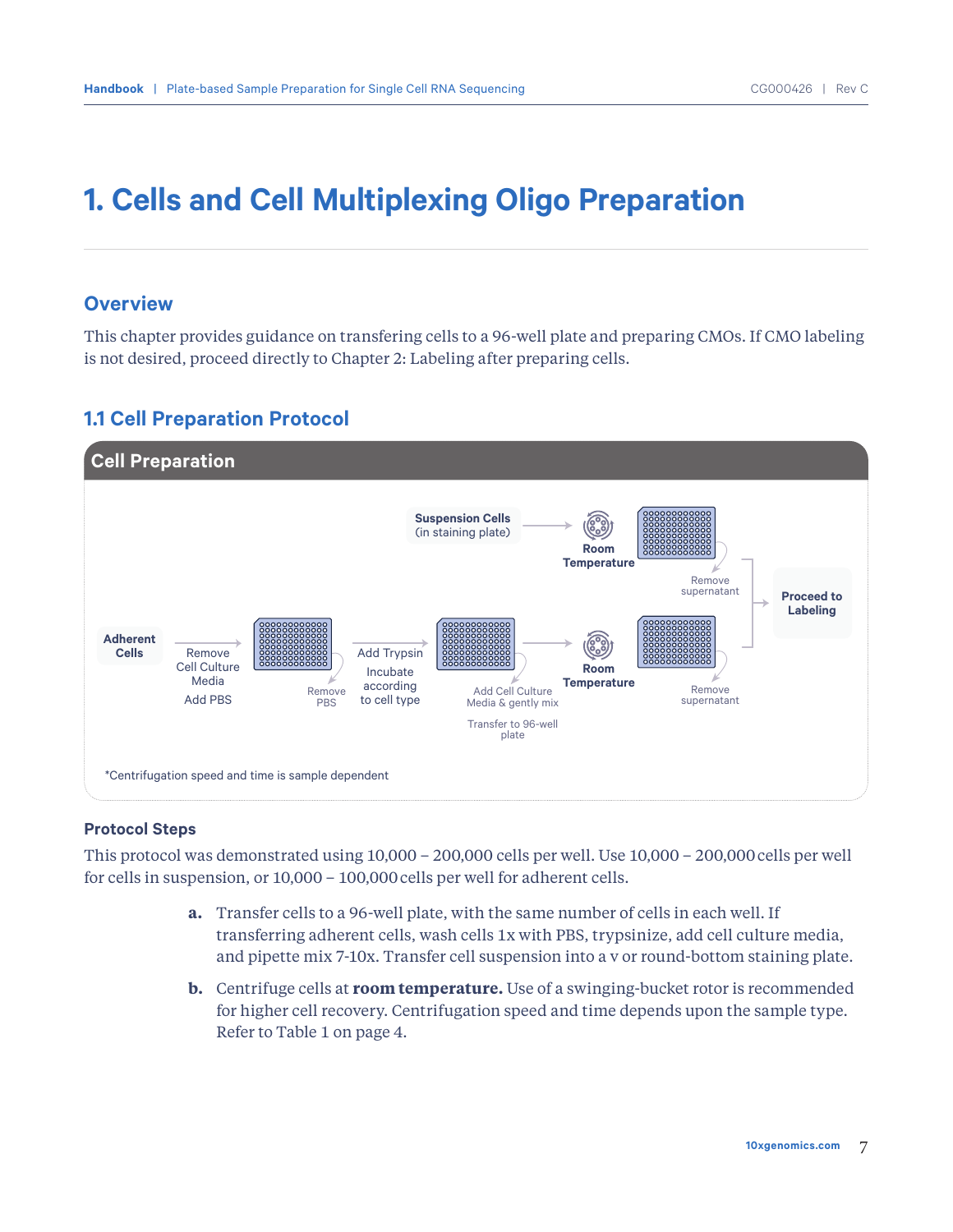# 1. Cells and Cell Multiplexing Oligo Preparation

## Overview

This chapter provides guidance on transfering cells to a 96-well plate and preparing CMOs. If CMO labeling is not desired, proceed directly to Chapter 2: Labeling after preparing cells.

## 1.1 Cell Preparation Protocol

**Cell Preparation**

**Suspension Cells** (in staining plate) → **Room Temperature** → Remove supernatant → **Proceed to Labeling**

**Adherent Cells** → Remove Cell Culture Media, Add PBS → Remove PBS → Add Trypsin, Incubate according to cell type → Add Cell Culture Media & gently mix, Transfer to 96-well plate → **Room Temperature** → Remove supernatant → **Proceed to Labeling**

*Centrifugation speed and time is sample dependent

### Protocol Steps

This protocol was demonstrated using 10,000 – 200,000 cells per well. Use 10,000 – 200,000 cells per well for cells in suspension, or 10,000 – 100,000 cells per well for adherent cells.

**a.** Transfer cells to a 96-well plate, with the same number of cells in each well. If transferring adherent cells, wash cells 1x with PBS, trypsinize, add cell culture media, and pipette mix 7-10x. Transfer cell suspension into a v or round-bottom staining plate.

**b.** Centrifuge cells at **room temperature.** Use of a swinging-bucket rotor is recommended for higher cell recovery. Centrifugation speed and time depends upon the sample type. Refer to Table 1 on page 4.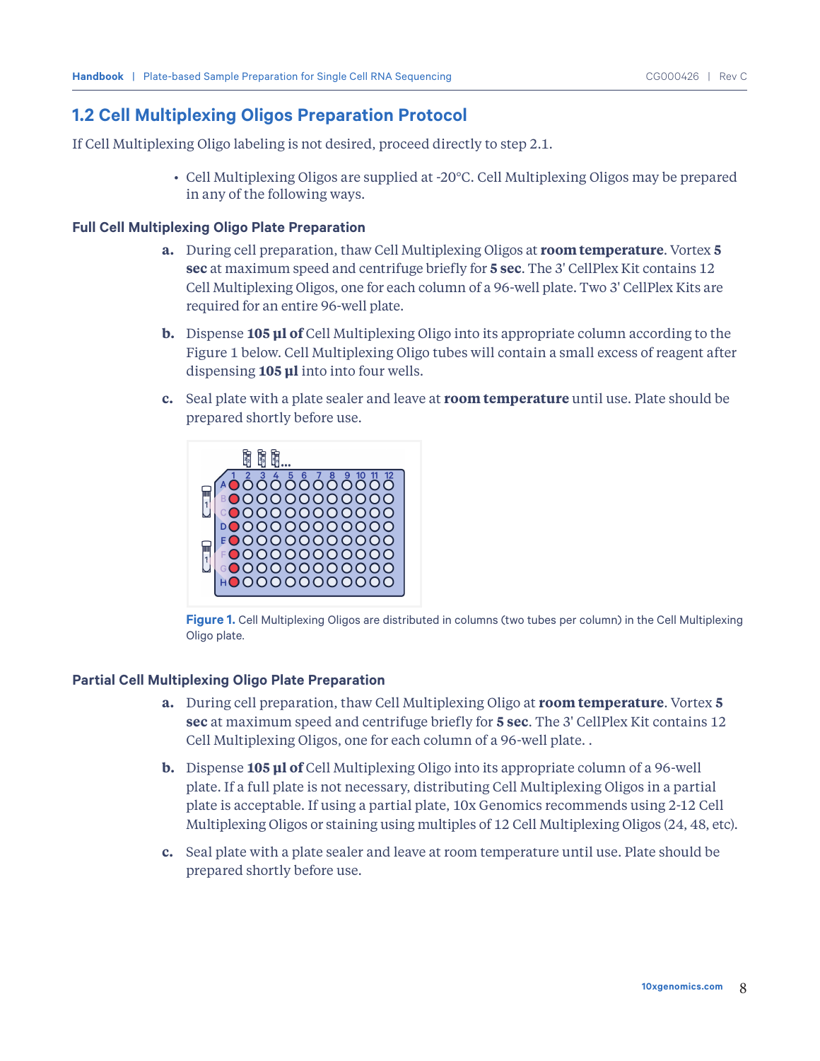## 1.2 Cell Multiplexing Oligos Preparation Protocol

If Cell Multiplexing Oligo labeling is not desired, proceed directly to step 2.1.

- Cell Multiplexing Oligos are supplied at -20°C. Cell Multiplexing Oligos may be prepared in any of the following ways.

### Full Cell Multiplexing Oligo Plate Preparation

**a.** During cell preparation, thaw Cell Multiplexing Oligos at **room temperature**. Vortex **5 sec** at maximum speed and centrifuge briefly for **5 sec**. The 3' CellPlex Kit contains 12 Cell Multiplexing Oligos, one for each column of a 96-well plate. Two 3' CellPlex Kits are required for an entire 96-well plate.

**b.** Dispense **105 µl of** Cell Multiplexing Oligo into its appropriate column according to the Figure 1 below. Cell Multiplexing Oligo tubes will contain a small excess of reagent after dispensing **105 µl** into into four wells.

**c.** Seal plate with a plate sealer and leave at **room temperature** until use. Plate should be prepared shortly before use.

**Figure 1.** Cell Multiplexing Oligos are distributed in columns (two tubes per column) in the Cell Multiplexing Oligo plate.

### Partial Cell Multiplexing Oligo Plate Preparation

**a.** During cell preparation, thaw Cell Multiplexing Oligo at **room temperature**. Vortex **5 sec** at maximum speed and centrifuge briefly for **5 sec**. The 3' CellPlex Kit contains 12 Cell Multiplexing Oligos, one for each column of a 96-well plate. .

**b.** Dispense **105 µl of** Cell Multiplexing Oligo into its appropriate column of a 96-well plate. If a full plate is not necessary, distributing Cell Multiplexing Oligos in a partial plate is acceptable. If using a partial plate, 10x Genomics recommends using 2-12 Cell Multiplexing Oligos or staining using multiples of 12 Cell Multiplexing Oligos (24, 48, etc).

**c.** Seal plate with a plate sealer and leave at room temperature until use. Plate should be prepared shortly before use.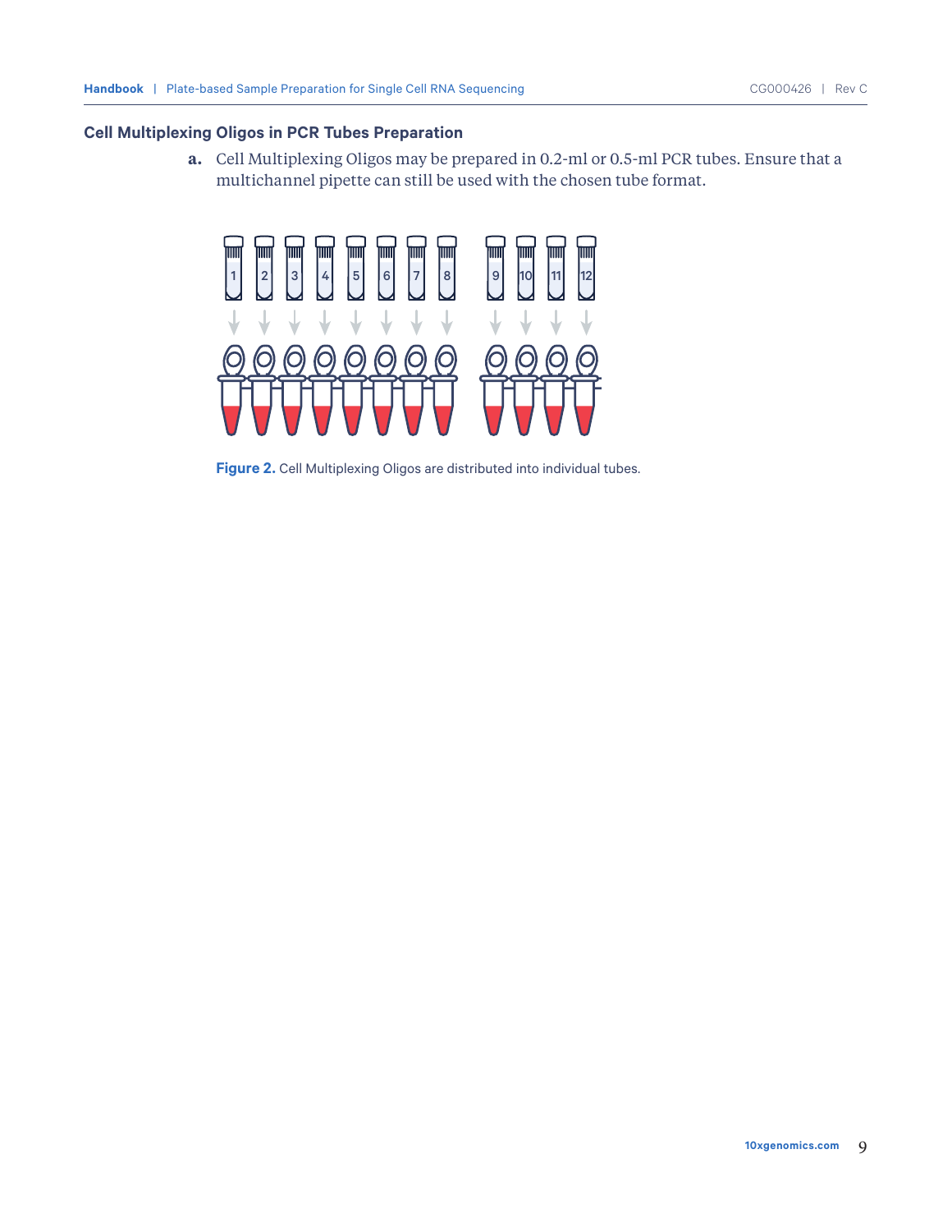### Cell Multiplexing Oligos in PCR Tubes Preparation

**a.** Cell Multiplexing Oligos may be prepared in 0.2-ml or 0.5-ml PCR tubes. Ensure that a multichannel pipette can still be used with the chosen tube format.

**Figure 2.** Cell Multiplexing Oligos are distributed into individual tubes.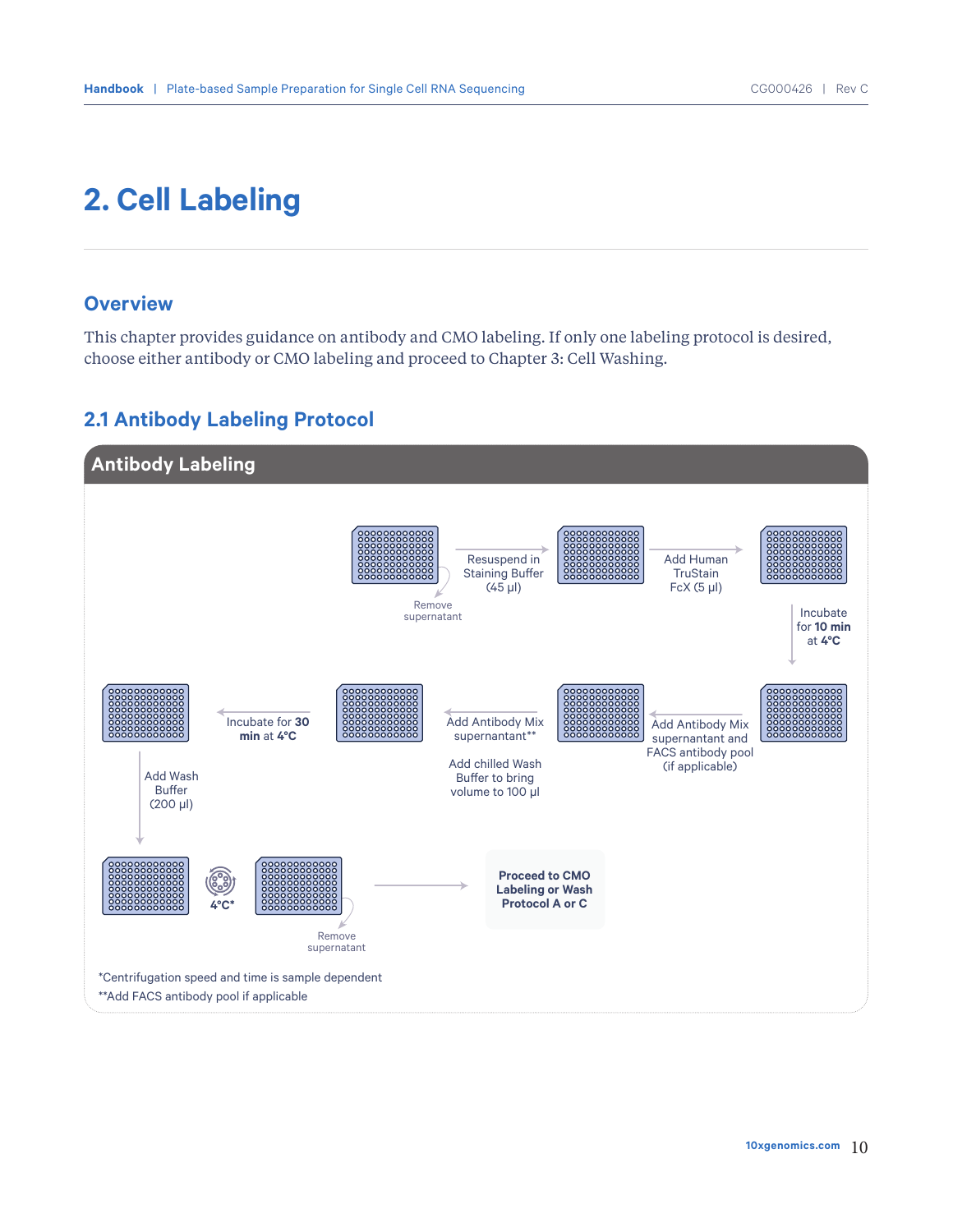# 2. Cell Labeling

## Overview

This chapter provides guidance on antibody and CMO labeling. If only one labeling protocol is desired, choose either antibody or CMO labeling and proceed to Chapter 3: Cell Washing.

## 2.1 Antibody Labeling Protocol

### Antibody Labeling

Remove supernatant

Resuspend in Staining Buffer (45 µl)

Add Human TruStain FcX (5 µl)

Incubate for **10 min** at **4°C**

Add Antibody Mix supernatant and FACS antibody pool (if applicable)

Add Antibody Mix supernatant**

Add chilled Wash Buffer to bring volume to 100 µl

Incubate for **30 min** at **4°C**

Add Wash Buffer (200 µl)

**4°C***

Remove supernatant

**Proceed to CMO Labeling or Wash Protocol A or C**

*Centrifugation speed and time is sample dependent

**Add FACS antibody pool if applicable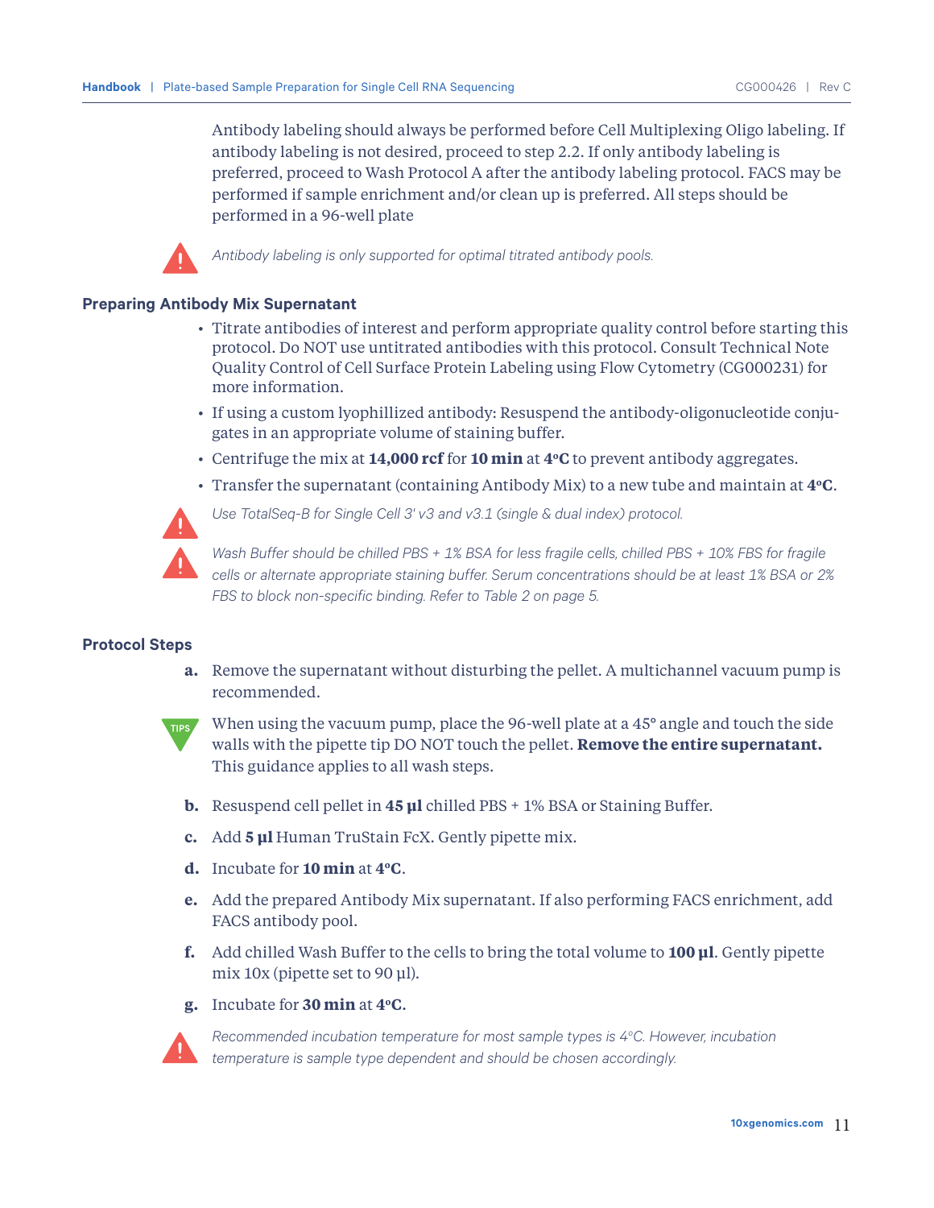Antibody labeling should always be performed before Cell Multiplexing Oligo labeling. If antibody labeling is not desired, proceed to step 2.2. If only antibody labeling is preferred, proceed to Wash Protocol A after the antibody labeling protocol. FACS may be performed if sample enrichment and/or clean up is preferred. All steps should be performed in a 96-well plate

*Antibody labeling is only supported for optimal titrated antibody pools.*

### Preparing Antibody Mix Supernatant

- Titrate antibodies of interest and perform appropriate quality control before starting this protocol. Do NOT use untitrated antibodies with this protocol. Consult Technical Note Quality Control of Cell Surface Protein Labeling using Flow Cytometry (CG000231) for more information.
- If using a custom lyophillized antibody: Resuspend the antibody-oligonucleotide conjugates in an appropriate volume of staining buffer.
- Centrifuge the mix at **14,000 rcf** for **10 min** at **4°C** to prevent antibody aggregates.
- Transfer the supernatant (containing Antibody Mix) to a new tube and maintain at **4°C**.

*Use TotalSeq-B for Single Cell 3' v3 and v3.1 (single & dual index) protocol.*

*Wash Buffer should be chilled PBS + 1% BSA for less fragile cells, chilled PBS + 10% FBS for fragile cells or alternate appropriate staining buffer. Serum concentrations should be at least 1% BSA or 2% FBS to block non-specific binding. Refer to Table 2 on page 5.*

### Protocol Steps

**a.** Remove the supernatant without disturbing the pellet. A multichannel vacuum pump is recommended.

TIPS: When using the vacuum pump, place the 96-well plate at a 45° angle and touch the side walls with the pipette tip DO NOT touch the pellet. **Remove the entire supernatant.** This guidance applies to all wash steps.

**b.** Resuspend cell pellet in **45 µl** chilled PBS + 1% BSA or Staining Buffer.

**c.** Add **5 µl** Human TruStain FcX. Gently pipette mix.

**d.** Incubate for **10 min** at **4°C**.

**e.** Add the prepared Antibody Mix supernatant. If also performing FACS enrichment, add FACS antibody pool.

**f.** Add chilled Wash Buffer to the cells to bring the total volume to **100 µl**. Gently pipette mix 10x (pipette set to 90 µl).

**g.** Incubate for **30 min** at **4°C.**

*Recommended incubation temperature for most sample types is 4°C. However, incubation temperature is sample type dependent and should be chosen accordingly.*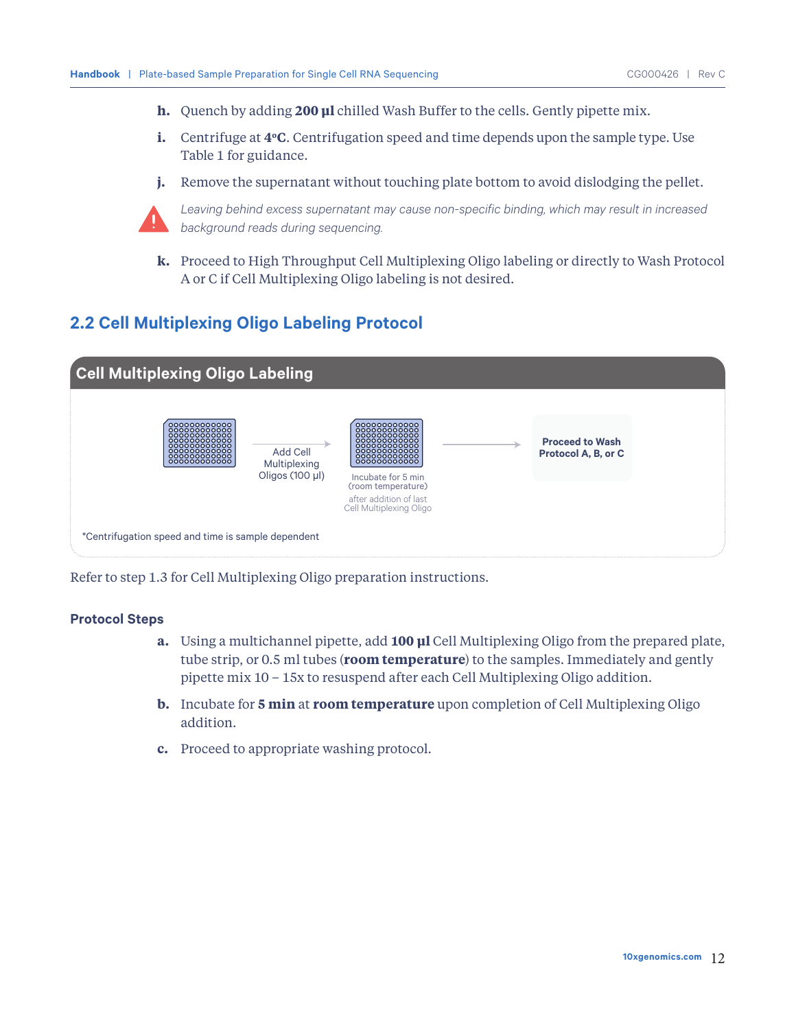h. Quench by adding **200 µl** chilled Wash Buffer to the cells. Gently pipette mix.

i. Centrifuge at **4°C**. Centrifugation speed and time depends upon the sample type. Use Table 1 for guidance.

j. Remove the supernatant without touching plate bottom to avoid dislodging the pellet.

*Leaving behind excess supernatant may cause non-specific binding, which may result in increased background reads during sequencing.*

k. Proceed to High Throughput Cell Multiplexing Oligo labeling or directly to Wash Protocol A or C if Cell Multiplexing Oligo labeling is not desired.

## 2.2 Cell Multiplexing Oligo Labeling Protocol

### Cell Multiplexing Oligo Labeling

Add Cell Multiplexing Oligos (100 µl) → Incubate for 5 min (room temperature) after addition of last Cell Multiplexing Oligo → Proceed to Wash Protocol A, B, or C

*Centrifugation speed and time is sample dependent

Refer to step 1.3 for Cell Multiplexing Oligo preparation instructions.

### Protocol Steps

a. Using a multichannel pipette, add **100 µl** Cell Multiplexing Oligo from the prepared plate, tube strip, or 0.5 ml tubes (**room temperature**) to the samples. Immediately and gently pipette mix 10 – 15x to resuspend after each Cell Multiplexing Oligo addition.

b. Incubate for **5 min** at **room temperature** upon completion of Cell Multiplexing Oligo addition.

c. Proceed to appropriate washing protocol.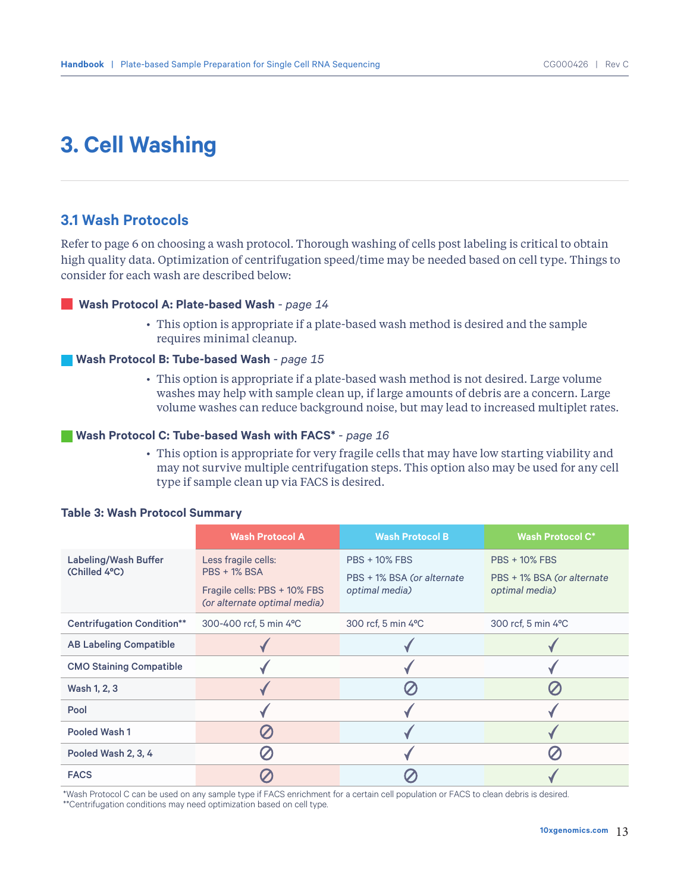# 3. Cell Washing

## 3.1 Wash Protocols

Refer to page 6 on choosing a wash protocol. Thorough washing of cells post labeling is critical to obtain high quality data. Optimization of centrifugation speed/time may be needed based on cell type. Things to consider for each wash are described below:

**Wash Protocol A: Plate-based Wash** - *page 14*

- This option is appropriate if a plate-based wash method is desired and the sample requires minimal cleanup.

**Wash Protocol B: Tube-based Wash** - *page 15*

- This option is appropriate if a plate-based wash method is not desired. Large volume washes may help with sample clean up, if large amounts of debris are a concern. Large volume washes can reduce background noise, but may lead to increased multiplet rates.

**Wash Protocol C: Tube-based Wash with FACS*** - *page 16*

- This option is appropriate for very fragile cells that may have low starting viability and may not survive multiple centrifugation steps. This option also may be used for any cell type if sample clean up via FACS is desired.

**Table 3: Wash Protocol Summary**

| | Wash Protocol A | Wash Protocol B | Wash Protocol C* |
|---|---|---|---|
| **Labeling/Wash Buffer (Chilled 4°C)** | Less fragile cells: PBS + 1% BSA<br>Fragile cells: PBS + 10% FBS *(or alternate optimal media)* | PBS + 10% FBS<br>PBS + 1% BSA *(or alternate optimal media)* | PBS + 10% FBS<br>PBS + 1% BSA *(or alternate optimal media)* |
| **Centrifugation Condition**** | 300-400 rcf, 5 min 4°C | 300 rcf, 5 min 4°C | 300 rcf, 5 min 4°C |
| **AB Labeling Compatible** | ✓ | ✓ | ✓ |
| **CMO Staining Compatible** | ✓ | ✓ | ✓ |
| **Wash 1, 2, 3** | ✓ | ⊘ | ⊘ |
| **Pool** | ✓ | ✓ | ✓ |
| **Pooled Wash 1** | ⊘ | ✓ | ✓ |
| **Pooled Wash 2, 3, 4** | ⊘ | ✓ | ⊘ |
| **FACS** | ⊘ | ⊘ | ✓ |

*Wash Protocol C can be used on any sample type if FACS enrichment for a certain cell population or FACS to clean debris is desired.
**Centrifugation conditions may need optimization based on cell type.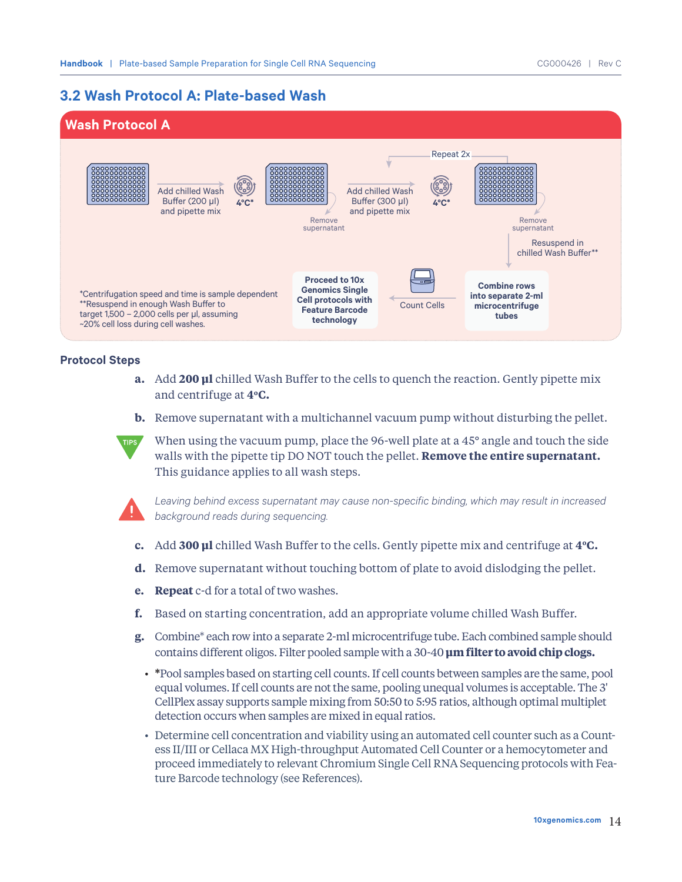## 3.2 Wash Protocol A: Plate-based Wash

**Wash Protocol A**

Add chilled Wash Buffer (200 µl) and pipette mix → 4°C* → Remove supernatant → Add chilled Wash Buffer (300 µl) and pipette mix → 4°C* → Remove supernatant (Repeat 2x) → Resuspend in chilled Wash Buffer** → **Combine rows into separate 2-ml microcentrifuge tubes** → Count Cells → **Proceed to 10x Genomics Single Cell protocols with Feature Barcode technology**

*Centrifugation speed and time is sample dependent
**Resuspend in enough Wash Buffer to target 1,500 – 2,000 cells per µl, assuming ~20% cell loss during cell washes.

### Protocol Steps

**a.** Add **200 µl** chilled Wash Buffer to the cells to quench the reaction. Gently pipette mix and centrifuge at **4°C.**

**b.** Remove supernatant with a multichannel vacuum pump without disturbing the pellet.

TIPS: When using the vacuum pump, place the 96-well plate at a 45° angle and touch the side walls with the pipette tip DO NOT touch the pellet. **Remove the entire supernatant.** This guidance applies to all wash steps.

*Leaving behind excess supernatant may cause non-specific binding, which may result in increased background reads during sequencing.*

**c.** Add **300 µl** chilled Wash Buffer to the cells. Gently pipette mix and centrifuge at **4°C.**

**d.** Remove supernatant without touching bottom of plate to avoid dislodging the pellet.

**e.** **Repeat** c-d for a total of two washes.

**f.** Based on starting concentration, add an appropriate volume chilled Wash Buffer.

**g.** Combine* each row into a separate 2-ml microcentrifuge tube. Each combined sample should contains different oligos. Filter pooled sample with a 30-40 **µm filter to avoid chip clogs.**

- *Pool samples based on starting cell counts. If cell counts between samples are the same, pool equal volumes. If cell counts are not the same, pooling unequal volumes is acceptable. The 3' CellPlex assay supports sample mixing from 50:50 to 5:95 ratios, although optimal multiplet detection occurs when samples are mixed in equal ratios.
- Determine cell concentration and viability using an automated cell counter such as a Countess II/III or Cellaca MX High-throughput Automated Cell Counter or a hemocytometer and proceed immediately to relevant Chromium Single Cell RNA Sequencing protocols with Feature Barcode technology (see References).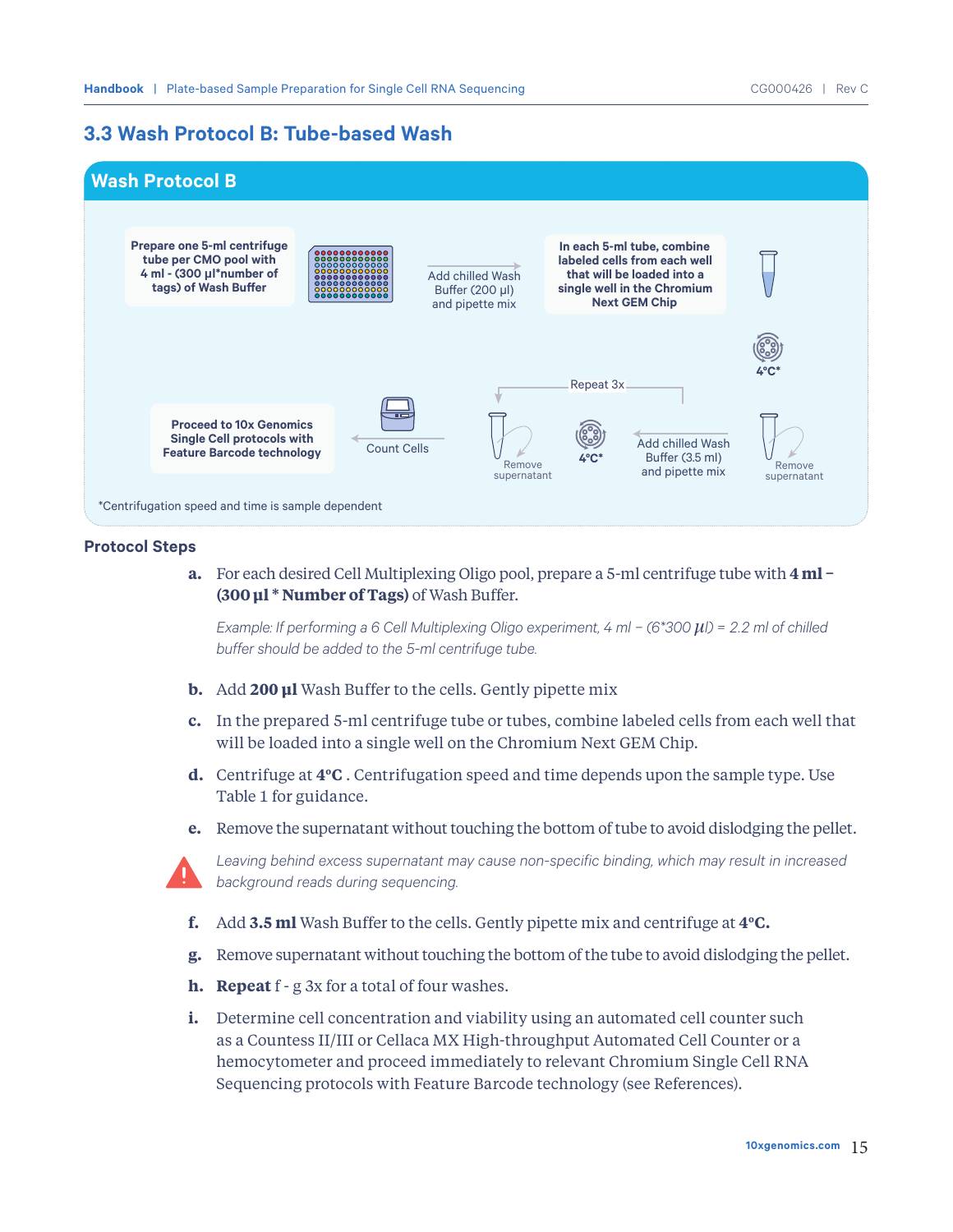## 3.3 Wash Protocol B: Tube-based Wash

**Wash Protocol B**

**Prepare one 5-ml centrifuge tube per CMO pool with 4 ml - (300 µl*number of tags) of Wash Buffer**

Add chilled Wash Buffer (200 µl) and pipette mix

**In each 5-ml tube, combine labeled cells from each well that will be loaded into a single well in the Chromium Next GEM Chip**

4°C*

Remove supernatant

Add chilled Wash Buffer (3.5 ml) and pipette mix

4°C*

Repeat 3x

Remove supernatant

Count Cells

**Proceed to 10x Genomics Single Cell protocols with Feature Barcode technology**

*Centrifugation speed and time is sample dependent

### Protocol Steps

**a.** For each desired Cell Multiplexing Oligo pool, prepare a 5-ml centrifuge tube with **4 ml – (300 µl * Number of Tags)** of Wash Buffer.

*Example: If performing a 6 Cell Multiplexing Oligo experiment, 4 ml – (6*300 µl) = 2.2 ml of chilled buffer should be added to the 5-ml centrifuge tube.*

**b.** Add **200 µl** Wash Buffer to the cells. Gently pipette mix

**c.** In the prepared 5-ml centrifuge tube or tubes, combine labeled cells from each well that will be loaded into a single well on the Chromium Next GEM Chip.

**d.** Centrifuge at **4°C** . Centrifugation speed and time depends upon the sample type. Use Table 1 for guidance.

**e.** Remove the supernatant without touching the bottom of tube to avoid dislodging the pellet.

*Leaving behind excess supernatant may cause non-specific binding, which may result in increased background reads during sequencing.*

**f.** Add **3.5 ml** Wash Buffer to the cells. Gently pipette mix and centrifuge at **4°C.**

**g.** Remove supernatant without touching the bottom of the tube to avoid dislodging the pellet.

**h.** **Repeat** f - g 3x for a total of four washes.

**i.** Determine cell concentration and viability using an automated cell counter such as a Countess II/III or Cellaca MX High-throughput Automated Cell Counter or a hemocytometer and proceed immediately to relevant Chromium Single Cell RNA Sequencing protocols with Feature Barcode technology (see References).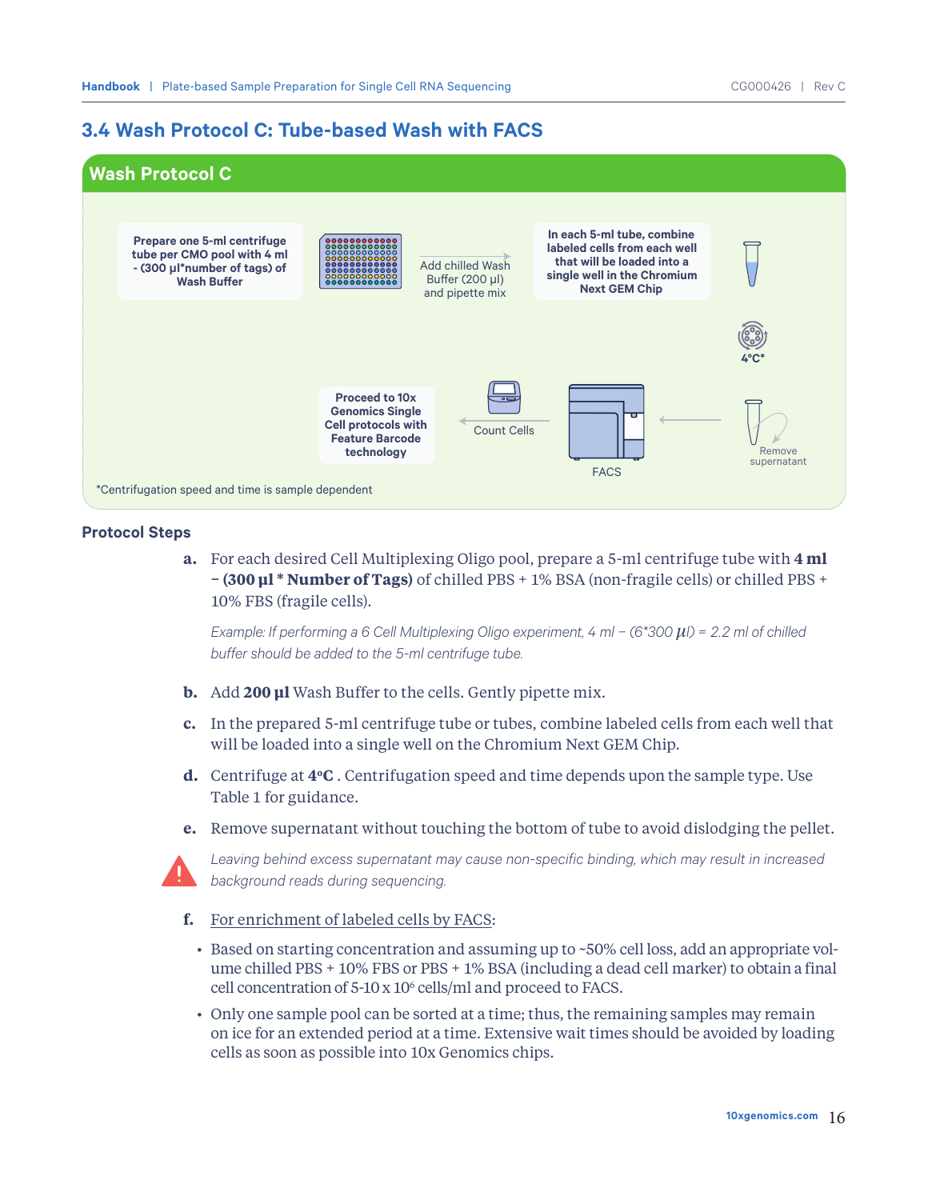## 3.4 Wash Protocol C: Tube-based Wash with FACS

### Wash Protocol C

Prepare one 5-ml centrifuge tube per CMO pool with 4 ml - (300 µl*number of tags) of Wash Buffer

Add chilled Wash Buffer (200 µl) and pipette mix

In each 5-ml tube, combine labeled cells from each well that will be loaded into a single well in the Chromium Next GEM Chip

4°C*

Remove supernatant

FACS

Count Cells

Proceed to 10x Genomics Single Cell protocols with Feature Barcode technology

*Centrifugation speed and time is sample dependent

### Protocol Steps

**a.** For each desired Cell Multiplexing Oligo pool, prepare a 5-ml centrifuge tube with **4 ml – (300 µl * Number of Tags)** of chilled PBS + 1% BSA (non-fragile cells) or chilled PBS + 10% FBS (fragile cells).

*Example: If performing a 6 Cell Multiplexing Oligo experiment, 4 ml – (6*300 µl) = 2.2 ml of chilled buffer should be added to the 5-ml centrifuge tube.*

**b.** Add **200 µl** Wash Buffer to the cells. Gently pipette mix.

**c.** In the prepared 5-ml centrifuge tube or tubes, combine labeled cells from each well that will be loaded into a single well on the Chromium Next GEM Chip.

**d.** Centrifuge at **4°C** . Centrifugation speed and time depends upon the sample type. Use Table 1 for guidance.

**e.** Remove supernatant without touching the bottom of tube to avoid dislodging the pellet.

*Leaving behind excess supernatant may cause non-specific binding, which may result in increased background reads during sequencing.*

**f.** For enrichment of labeled cells by FACS:

- Based on starting concentration and assuming up to ~50% cell loss, add an appropriate volume chilled PBS + 10% FBS or PBS + 1% BSA (including a dead cell marker) to obtain a final cell concentration of 5-10 x $10^6$ cells/ml and proceed to FACS.
- Only one sample pool can be sorted at a time; thus, the remaining samples may remain on ice for an extended period at a time. Extensive wait times should be avoided by loading cells as soon as possible into 10x Genomics chips.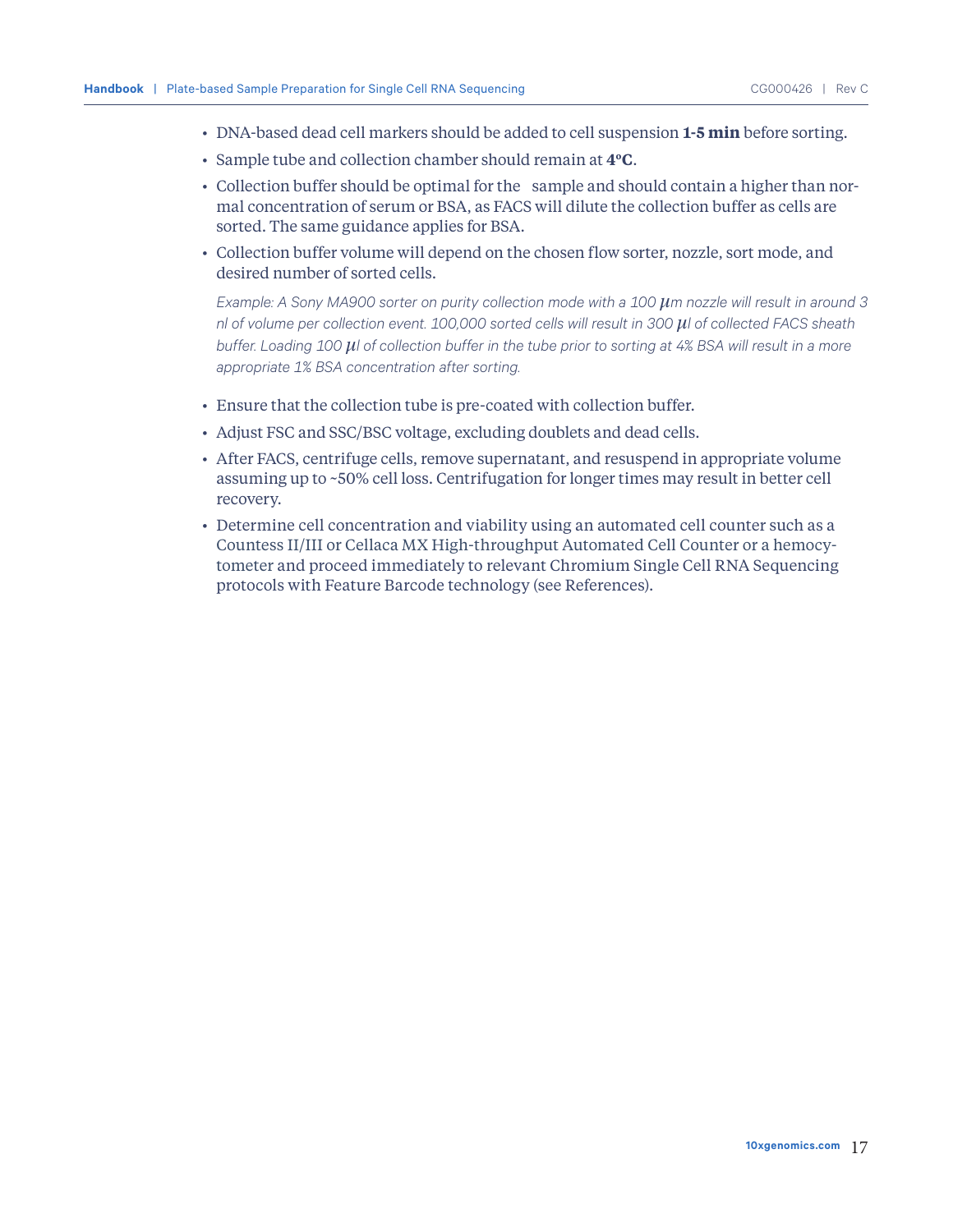- DNA-based dead cell markers should be added to cell suspension **1-5 min** before sorting.
- Sample tube and collection chamber should remain at **4°C**.
- Collection buffer should be optimal for the sample and should contain a higher than normal concentration of serum or BSA, as FACS will dilute the collection buffer as cells are sorted. The same guidance applies for BSA.
- Collection buffer volume will depend on the chosen flow sorter, nozzle, sort mode, and desired number of sorted cells.

  *Example: A Sony MA900 sorter on purity collection mode with a 100 μm nozzle will result in around 3 nl of volume per collection event. 100,000 sorted cells will result in 300 μl of collected FACS sheath buffer. Loading 100 μl of collection buffer in the tube prior to sorting at 4% BSA will result in a more appropriate 1% BSA concentration after sorting.*

- Ensure that the collection tube is pre-coated with collection buffer.
- Adjust FSC and SSC/BSC voltage, excluding doublets and dead cells.
- After FACS, centrifuge cells, remove supernatant, and resuspend in appropriate volume assuming up to ~50% cell loss. Centrifugation for longer times may result in better cell recovery.
- Determine cell concentration and viability using an automated cell counter such as a Countess II/III or Cellaca MX High-throughput Automated Cell Counter or a hemocytometer and proceed immediately to relevant Chromium Single Cell RNA Sequencing protocols with Feature Barcode technology (see References).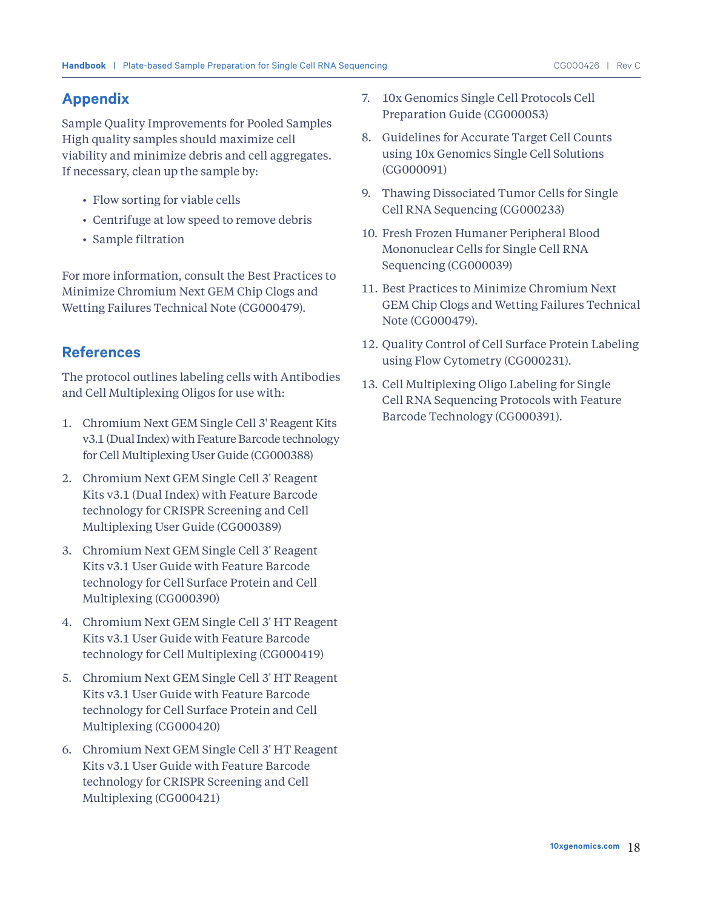## Appendix

Sample Quality Improvements for Pooled Samples
High quality samples should maximize cell viability and minimize debris and cell aggregates. If necessary, clean up the sample by:

- Flow sorting for viable cells
- Centrifuge at low speed to remove debris
- Sample filtration

For more information, consult the Best Practices to Minimize Chromium Next GEM Chip Clogs and Wetting Failures Technical Note (CG000479).

## References

The protocol outlines labeling cells with Antibodies and Cell Multiplexing Oligos for use with:

1. Chromium Next GEM Single Cell 3' Reagent Kits v3.1 (Dual Index) with Feature Barcode technology for Cell Multiplexing User Guide (CG000388)
2. Chromium Next GEM Single Cell 3' Reagent Kits v3.1 (Dual Index) with Feature Barcode technology for CRISPR Screening and Cell Multiplexing User Guide (CG000389)
3. Chromium Next GEM Single Cell 3' Reagent Kits v3.1 User Guide with Feature Barcode technology for Cell Surface Protein and Cell Multiplexing (CG000390)
4. Chromium Next GEM Single Cell 3' HT Reagent Kits v3.1 User Guide with Feature Barcode technology for Cell Multiplexing (CG000419)
5. Chromium Next GEM Single Cell 3' HT Reagent Kits v3.1 User Guide with Feature Barcode technology for Cell Surface Protein and Cell Multiplexing (CG000420)
6. Chromium Next GEM Single Cell 3' HT Reagent Kits v3.1 User Guide with Feature Barcode technology for CRISPR Screening and Cell Multiplexing (CG000421)
7. 10x Genomics Single Cell Protocols Cell Preparation Guide (CG000053)
8. Guidelines for Accurate Target Cell Counts using 10x Genomics Single Cell Solutions (CG000091)
9. Thawing Dissociated Tumor Cells for Single Cell RNA Sequencing (CG000233)
10. Fresh Frozen Humaner Peripheral Blood Mononuclear Cells for Single Cell RNA Sequencing (CG000039)
11. Best Practices to Minimize Chromium Next GEM Chip Clogs and Wetting Failures Technical Note (CG000479).
12. Quality Control of Cell Surface Protein Labeling using Flow Cytometry (CG000231).
13. Cell Multiplexing Oligo Labeling for Single Cell RNA Sequencing Protocols with Feature Barcode Technology (CG000391).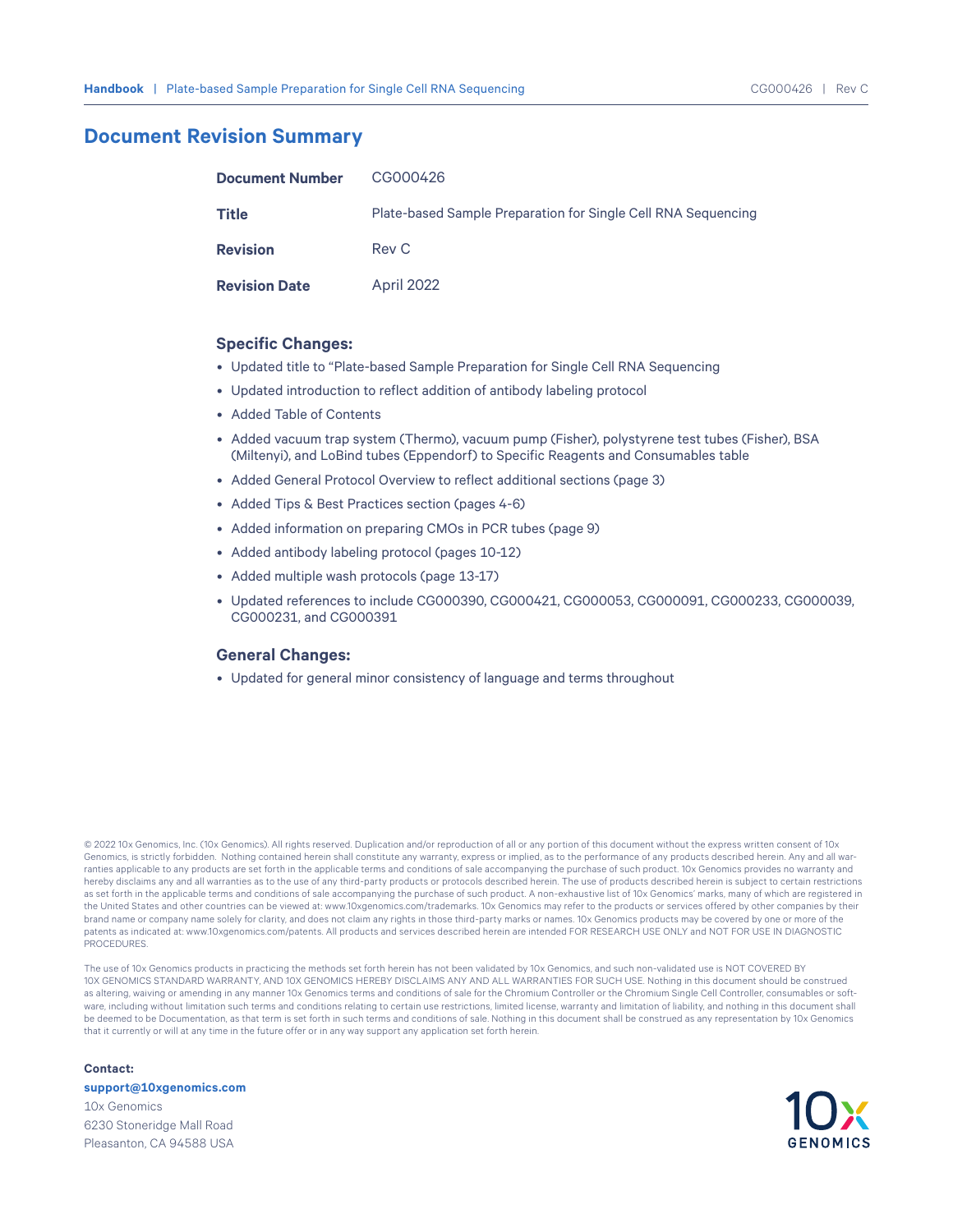## Document Revision Summary

| | |
|---|---|
| **Document Number** | CG000426 |
| **Title** | Plate-based Sample Preparation for Single Cell RNA Sequencing |
| **Revision** | Rev C |
| **Revision Date** | April 2022 |

### Specific Changes:

- Updated title to "Plate-based Sample Preparation for Single Cell RNA Sequencing
- Updated introduction to reflect addition of antibody labeling protocol
- Added Table of Contents
- Added vacuum trap system (Thermo), vacuum pump (Fisher), polystyrene test tubes (Fisher), BSA (Miltenyi), and LoBind tubes (Eppendorf) to Specific Reagents and Consumables table
- Added General Protocol Overview to reflect additional sections (page 3)
- Added Tips & Best Practices section (pages 4-6)
- Added information on preparing CMOs in PCR tubes (page 9)
- Added antibody labeling protocol (pages 10-12)
- Added multiple wash protocols (page 13-17)
- Updated references to include CG000390, CG000421, CG000053, CG000091, CG000233, CG000039, CG000231, and CG000391

### General Changes:

- Updated for general minor consistency of language and terms throughout

© 2022 10x Genomics, Inc. (10x Genomics). All rights reserved. Duplication and/or reproduction of all or any portion of this document without the express written consent of 10x Genomics, is strictly forbidden. Nothing contained herein shall constitute any warranty, express or implied, as to the performance of any products described herein. Any and all warranties applicable to any products are set forth in the applicable terms and conditions of sale accompanying the purchase of such product. 10x Genomics provides no warranty and hereby disclaims any and all warranties as to the use of any third-party products or protocols described herein. The use of products described herein is subject to certain restrictions as set forth in the applicable terms and conditions of sale accompanying the purchase of such product. A non-exhaustive list of 10x Genomics' marks, many of which are registered in the United States and other countries can be viewed at: www.10xgenomics.com/trademarks. 10x Genomics may refer to the products or services offered by other companies by their brand name or company name solely for clarity, and does not claim any rights in those third-party marks or names. 10x Genomics products may be covered by one or more of the patents as indicated at: www.10xgenomics.com/patents. All products and services described herein are intended FOR RESEARCH USE ONLY and NOT FOR USE IN DIAGNOSTIC PROCEDURES.

The use of 10x Genomics products in practicing the methods set forth herein has not been validated by 10x Genomics, and such non-validated use is NOT COVERED BY 10X GENOMICS STANDARD WARRANTY, AND 10X GENOMICS HEREBY DISCLAIMS ANY AND ALL WARRANTIES FOR SUCH USE. Nothing in this document should be construed as altering, waiving or amending in any manner 10x Genomics terms and conditions of sale for the Chromium Controller or the Chromium Single Cell Controller, consumables or software, including without limitation such terms and conditions relating to certain use restrictions, limited license, warranty and limitation of liability, and nothing in this document shall be deemed to be Documentation, as that term is set forth in such terms and conditions of sale. Nothing in this document shall be construed as any representation by 10x Genomics that it currently or will at any time in the future offer or in any way support any application set forth herein.

**Contact:**
**support@10xgenomics.com**
10x Genomics
6230 Stoneridge Mall Road
Pleasanton, CA 94588 USA